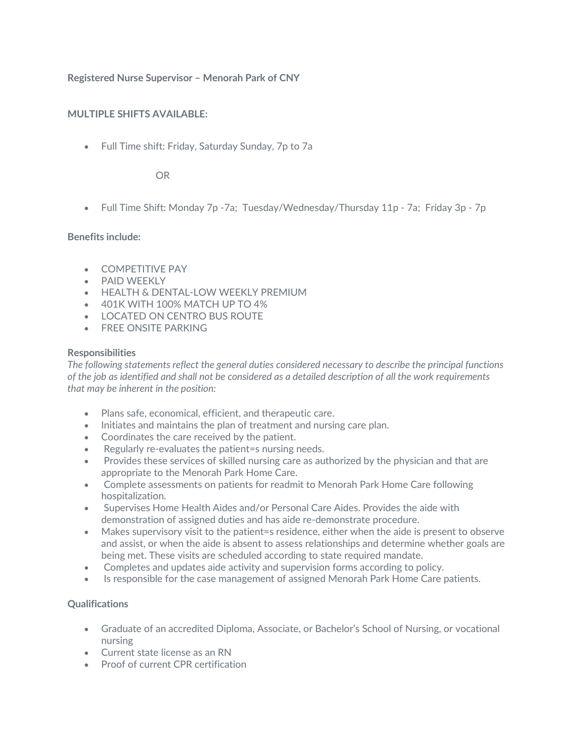**Registered Nurse Supervisor – Menorah Park of CNY**

**MULTIPLE SHIFTS AVAILABLE:**

- Full Time shift: Friday, Saturday Sunday, 7p to 7a

  OR

- Full Time Shift: Monday 7p -7a; Tuesday/Wednesday/Thursday 11p - 7a; Friday 3p - 7p

**Benefits include:**

- COMPETITIVE PAY
- PAID WEEKLY
- HEALTH & DENTAL-LOW WEEKLY PREMIUM
- 401K WITH 100% MATCH UP TO 4%
- LOCATED ON CENTRO BUS ROUTE
- FREE ONSITE PARKING

**Responsibilities**

*The following statements reflect the general duties considered necessary to describe the principal functions of the job as identified and shall not be considered as a detailed description of all the work requirements that may be inherent in the position:*

- Plans safe, economical, efficient, and therapeutic care.
- Initiates and maintains the plan of treatment and nursing care plan.
- Coordinates the care received by the patient.
- Regularly re-evaluates the patient=s nursing needs.
- Provides these services of skilled nursing care as authorized by the physician and that are appropriate to the Menorah Park Home Care.
- Complete assessments on patients for readmit to Menorah Park Home Care following hospitalization.
- Supervises Home Health Aides and/or Personal Care Aides. Provides the aide with demonstration of assigned duties and has aide re-demonstrate procedure.
- Makes supervisory visit to the patient=s residence, either when the aide is present to observe and assist, or when the aide is absent to assess relationships and determine whether goals are being met. These visits are scheduled according to state required mandate.
- Completes and updates aide activity and supervision forms according to policy.
- Is responsible for the case management of assigned Menorah Park Home Care patients.

**Qualifications**

- Graduate of an accredited Diploma, Associate, or Bachelor's School of Nursing, or vocational nursing
- Current state license as an RN
- Proof of current CPR certification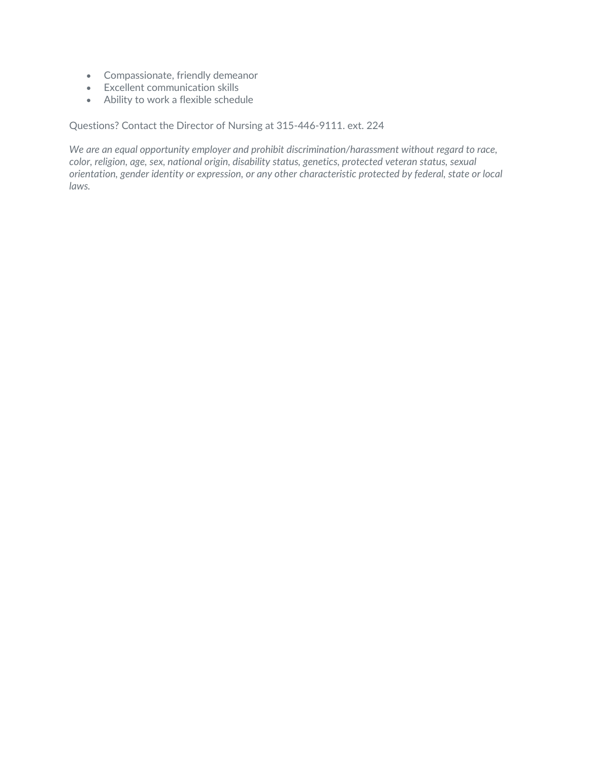- Compassionate, friendly demeanor
- Excellent communication skills
- Ability to work a flexible schedule

Questions? Contact the Director of Nursing at 315-446-9111. ext. 224

*We are an equal opportunity employer and prohibit discrimination/harassment without regard to race, color, religion, age, sex, national origin, disability status, genetics, protected veteran status, sexual orientation, gender identity or expression, or any other characteristic protected by federal, state or local laws.*